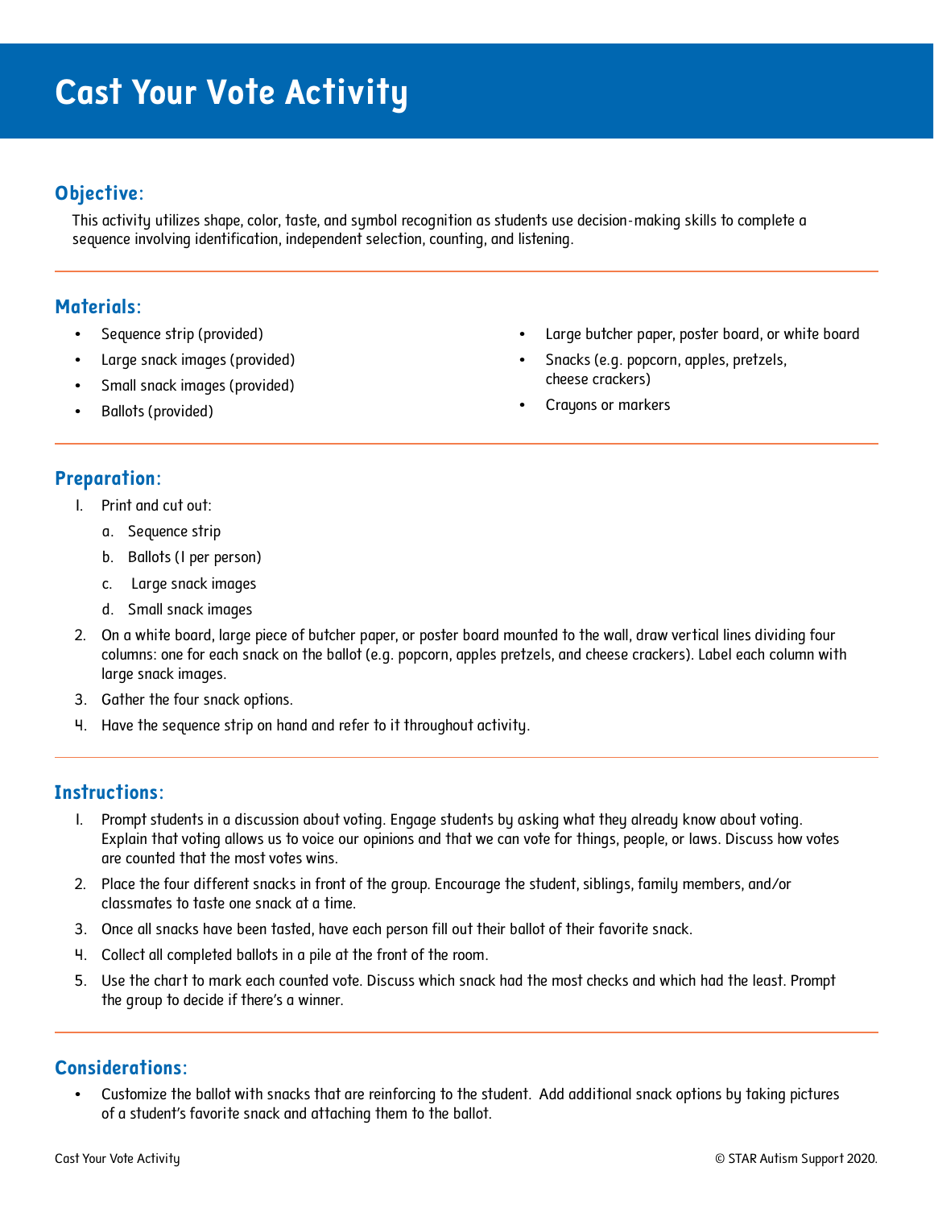# Cast Your Vote Activity

## Objective:

This activity utilizes shape, color, taste, and symbol recognition as students use decision-making skills to complete a sequence involving identification, independent selection, counting, and listening.

## Materials:

- Sequence strip (provided)
- Large snack images (provided)
- Small snack images (provided)
- Ballots (provided)
- Large butcher paper, poster board, or white board
- Snacks (e.g. popcorn, apples, pretzels, cheese crackers)
- Crayons or markers

## Preparation:

1. Print and cut out:
   a. Sequence strip
   b. Ballots (1 per person)
   c. Large snack images
   d. Small snack images
2. On a white board, large piece of butcher paper, or poster board mounted to the wall, draw vertical lines dividing four columns: one for each snack on the ballot (e.g. popcorn, apples pretzels, and cheese crackers). Label each column with large snack images.
3. Gather the four snack options.
4. Have the sequence strip on hand and refer to it throughout activity.

## Instructions:

1. Prompt students in a discussion about voting. Engage students by asking what they already know about voting. Explain that voting allows us to voice our opinions and that we can vote for things, people, or laws. Discuss how votes are counted that the most votes wins.
2. Place the four different snacks in front of the group. Encourage the student, siblings, family members, and/or classmates to taste one snack at a time.
3. Once all snacks have been tasted, have each person fill out their ballot of their favorite snack.
4. Collect all completed ballots in a pile at the front of the room.
5. Use the chart to mark each counted vote. Discuss which snack had the most checks and which had the least. Prompt the group to decide if there's a winner.

## Considerations:

- Customize the ballot with snacks that are reinforcing to the student. Add additional snack options by taking pictures of a student's favorite snack and attaching them to the ballot.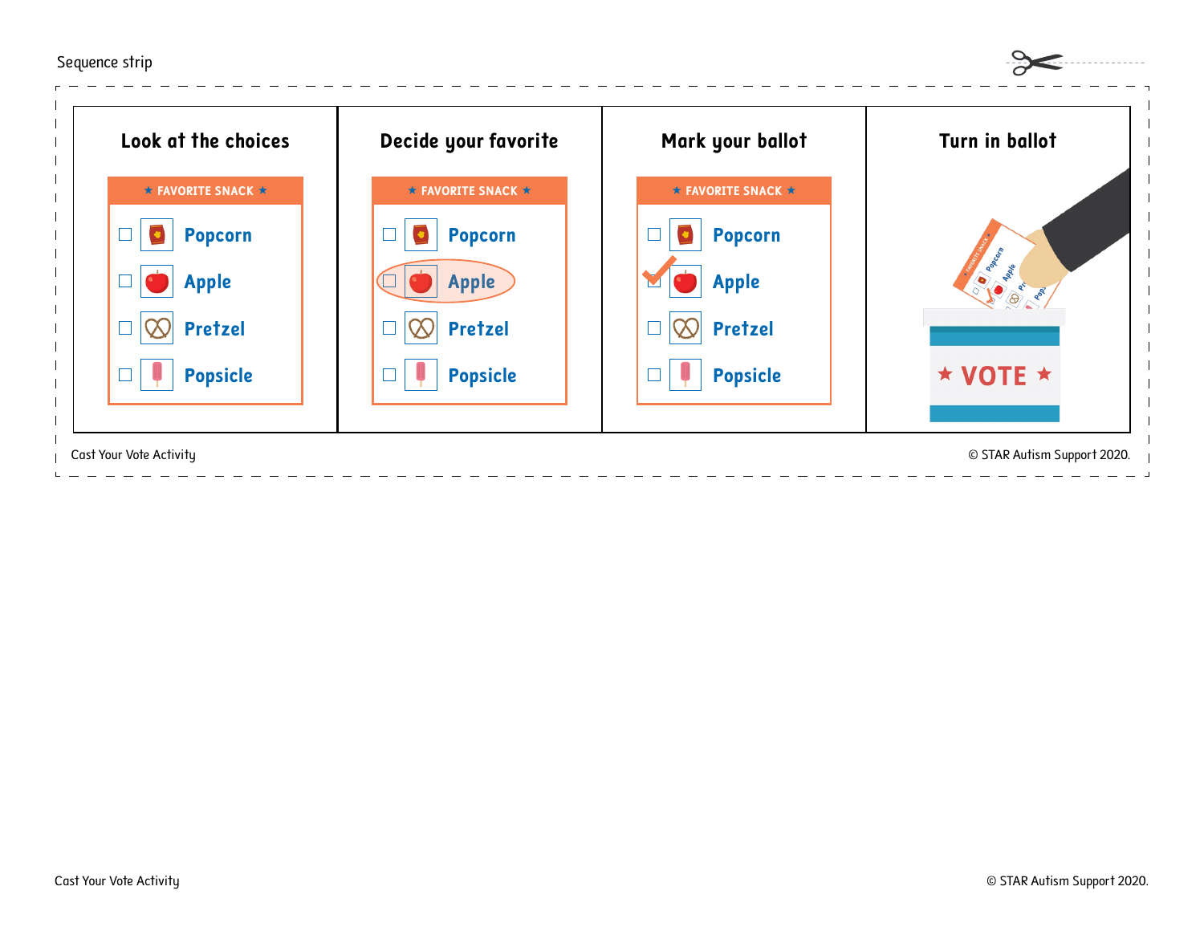Sequence strip

| Look at the choices | Decide your favorite | Mark your ballot | Turn in ballot |
| --- | --- | --- | --- |
| ★ FAVORITE SNACK ★ | ★ FAVORITE SNACK ★ | ★ FAVORITE SNACK ★ | |
| Popcorn | Popcorn | Popcorn | |
| Apple | Apple | Apple | |
| Pretzel | Pretzel | Pretzel | |
| Popsicle | Popsicle | Popsicle | ★ VOTE ★ |

Cast Your Vote Activity

© STAR Autism Support 2020.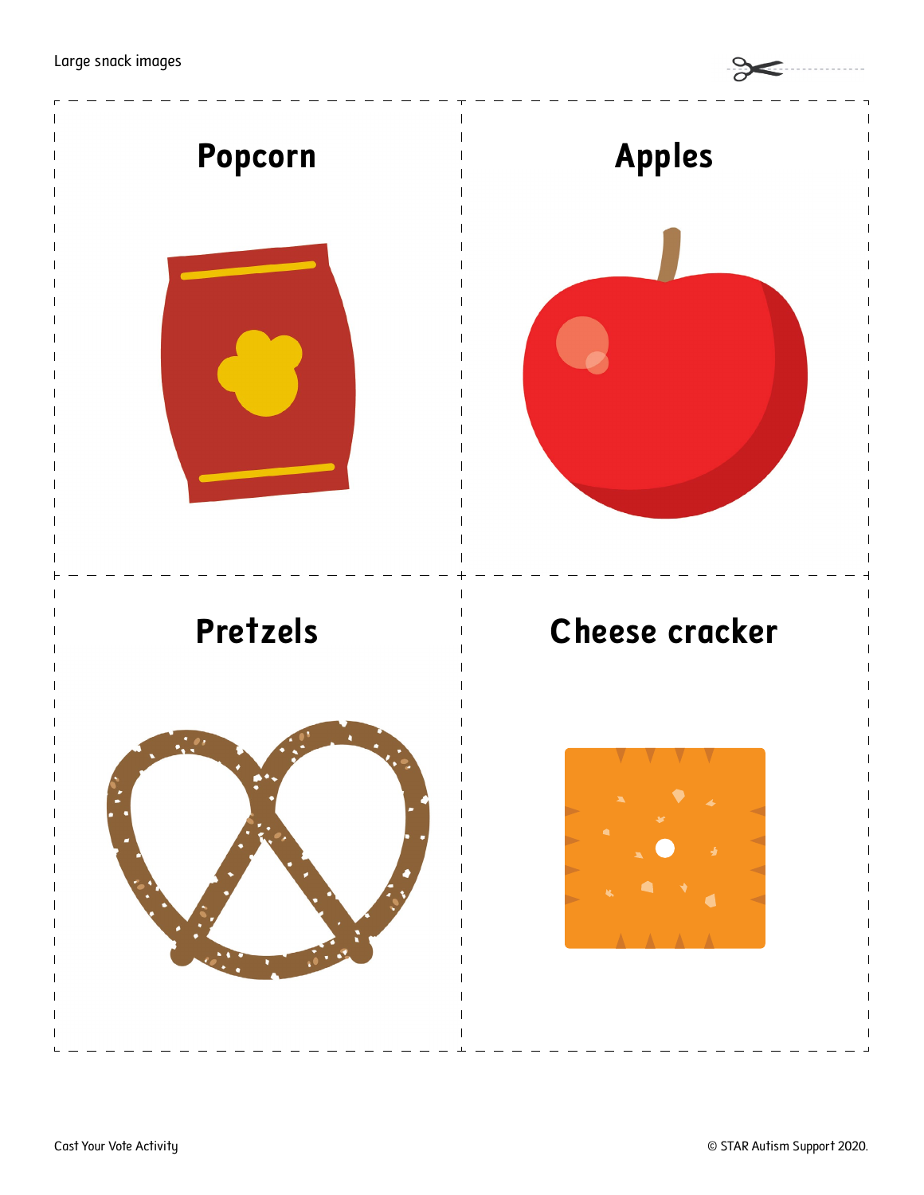Large snack images

Popcorn

Apples

Pretzels

Cheese cracker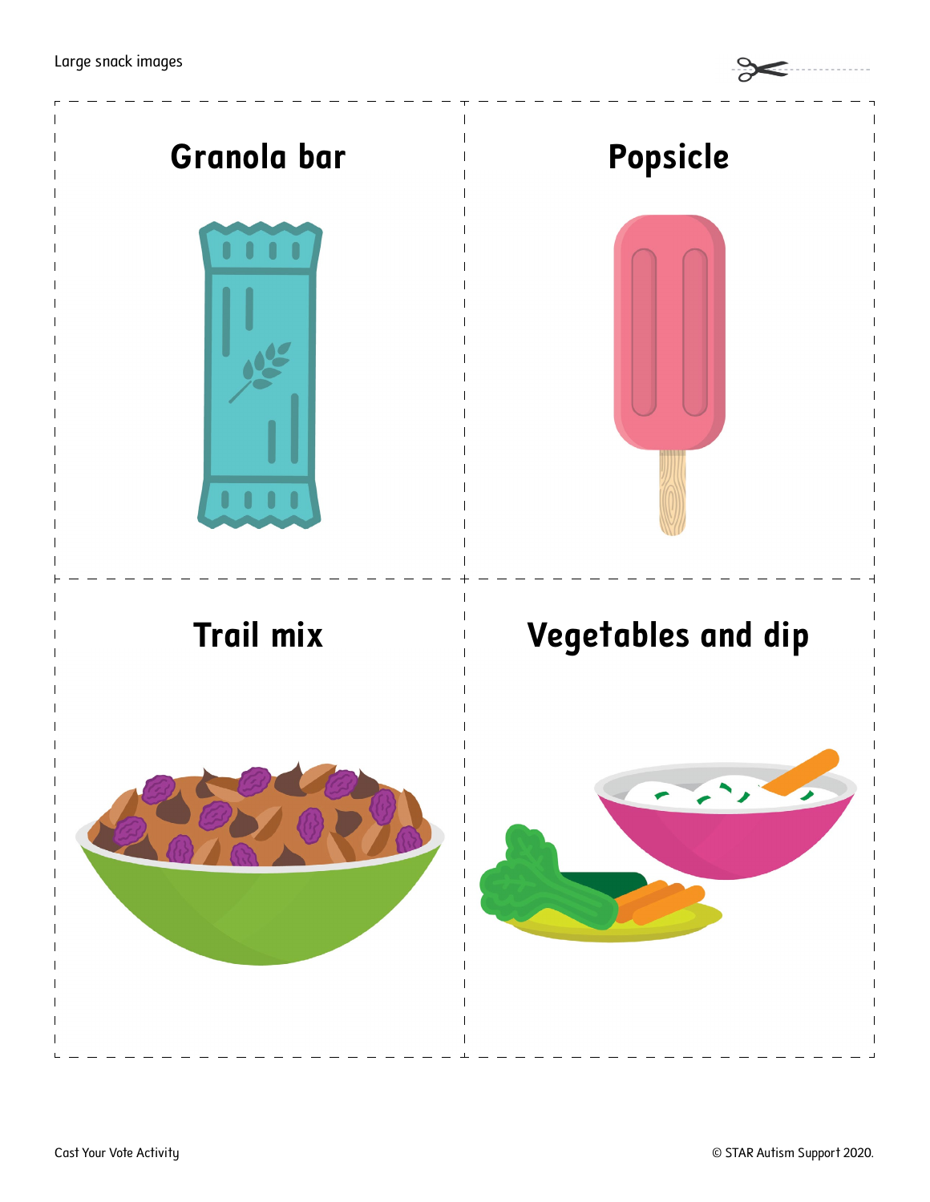Large snack images

## Granola bar

## Popsicle

## Trail mix

## Vegetables and dip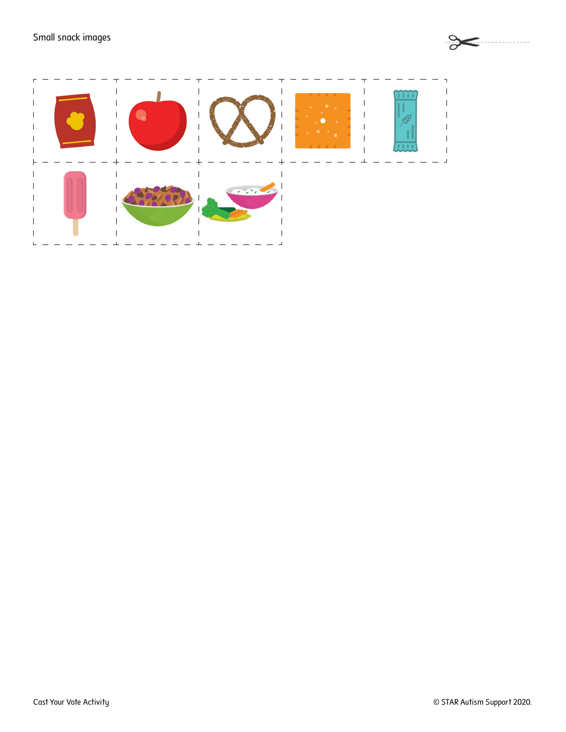Small snack images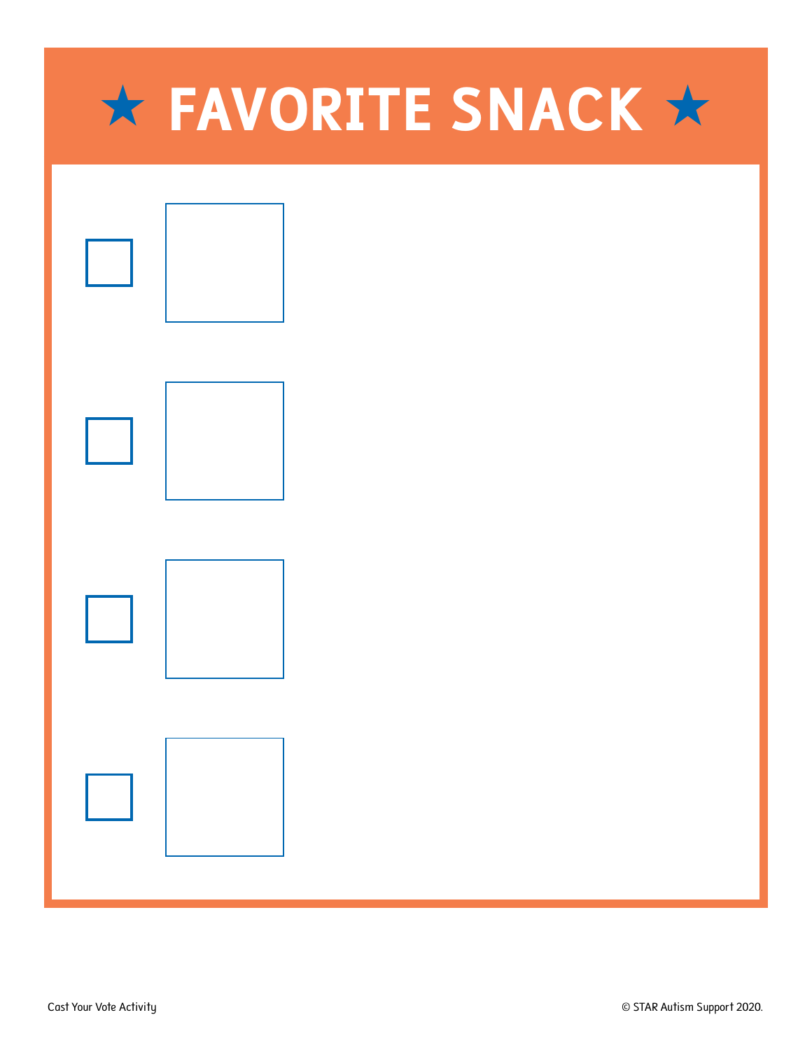# ★ FAVORITE SNACK ★

☐

☐

☐

☐